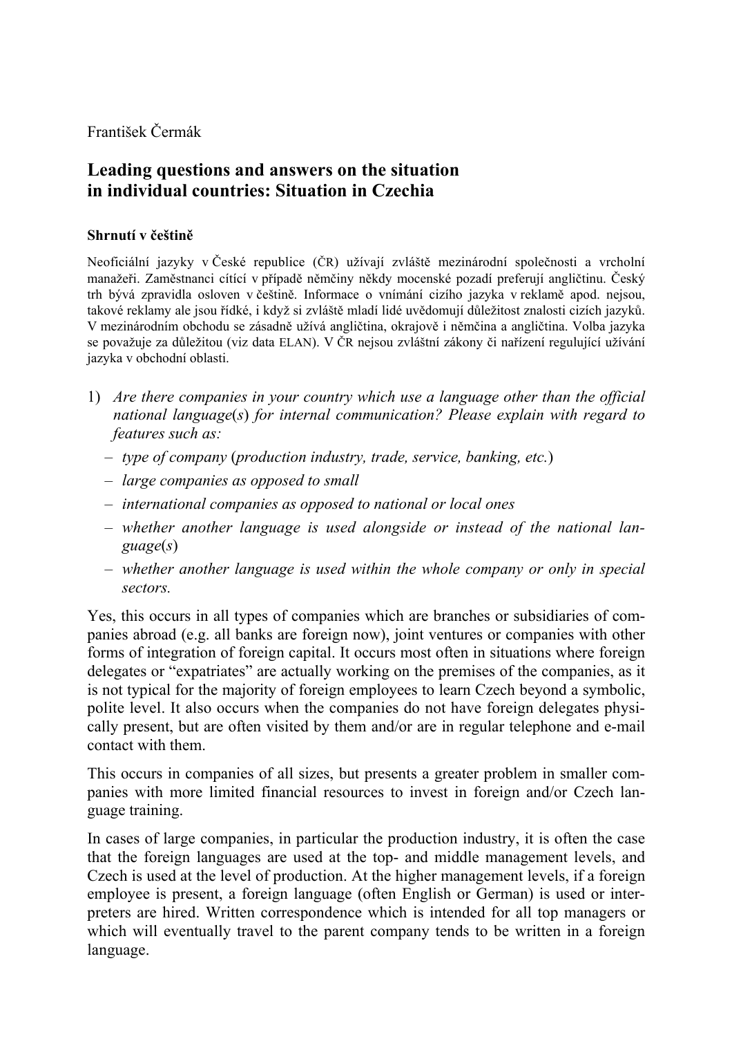František Čermák

# Leading questions and answers on the situation in individual countries: Situation in Czechia

### Shrnutí v češtině

Neoficiální jazyky v České republice (ČR) užívají zvláště mezinárodní společnosti a vrcholní manažeři. Zaměstnanci cítící v případě němčiny někdy mocenské pozadí preferují angličtinu. Český trh bývá zpravidla osloven v češtině. Informace o vnímání cizího jazyka v reklamě apod. nejsou, takové reklamy ale jsou řídké, i když si zvláště mladí lidé uvědomují důležitost znalosti cizích jazyků. V mezinárodním obchodu se zásadně užívá angličtina, okrajově i němčina a angličtina. Volba jazyka se považuje za důležitou (viz data ELAN). V ČR nejsou zvláštní zákony či nařízení regulující užívání jazyka v obchodní oblasti.

1) *Are there companies in your country which use a language other than the official national language(s) for internal communication? Please explain with regard to features such as:*
   - *type of company (production industry, trade, service, banking, etc.)*
   - *large companies as opposed to small*
   - *international companies as opposed to national or local ones*
   - *whether another language is used alongside or instead of the national language(s)*
   - *whether another language is used within the whole company or only in special sectors.*

Yes, this occurs in all types of companies which are branches or subsidiaries of companies abroad (e.g. all banks are foreign now), joint ventures or companies with other forms of integration of foreign capital. It occurs most often in situations where foreign delegates or "expatriates" are actually working on the premises of the companies, as it is not typical for the majority of foreign employees to learn Czech beyond a symbolic, polite level. It also occurs when the companies do not have foreign delegates physically present, but are often visited by them and/or are in regular telephone and e-mail contact with them.

This occurs in companies of all sizes, but presents a greater problem in smaller companies with more limited financial resources to invest in foreign and/or Czech language training.

In cases of large companies, in particular the production industry, it is often the case that the foreign languages are used at the top- and middle management levels, and Czech is used at the level of production. At the higher management levels, if a foreign employee is present, a foreign language (often English or German) is used or interpreters are hired. Written correspondence which is intended for all top managers or which will eventually travel to the parent company tends to be written in a foreign language.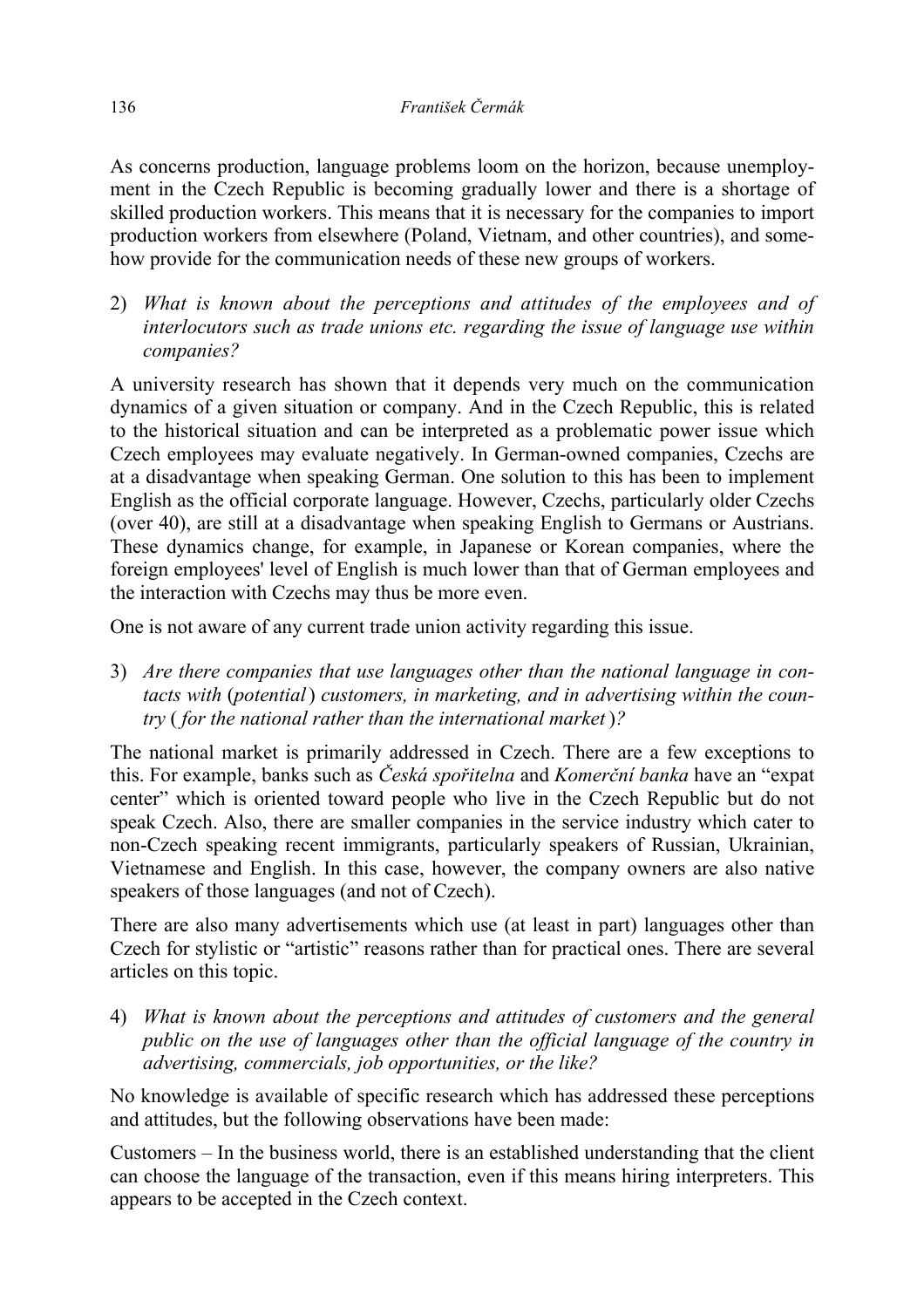As concerns production, language problems loom on the horizon, because unemployment in the Czech Republic is becoming gradually lower and there is a shortage of skilled production workers. This means that it is necessary for the companies to import production workers from elsewhere (Poland, Vietnam, and other countries), and somehow provide for the communication needs of these new groups of workers.

2) *What is known about the perceptions and attitudes of the employees and of interlocutors such as trade unions etc. regarding the issue of language use within companies?*

A university research has shown that it depends very much on the communication dynamics of a given situation or company. And in the Czech Republic, this is related to the historical situation and can be interpreted as a problematic power issue which Czech employees may evaluate negatively. In German-owned companies, Czechs are at a disadvantage when speaking German. One solution to this has been to implement English as the official corporate language. However, Czechs, particularly older Czechs (over 40), are still at a disadvantage when speaking English to Germans or Austrians. These dynamics change, for example, in Japanese or Korean companies, where the foreign employees' level of English is much lower than that of German employees and the interaction with Czechs may thus be more even.

One is not aware of any current trade union activity regarding this issue.

3) *Are there companies that use languages other than the national language in contacts with (potential) customers, in marketing, and in advertising within the country (for the national rather than the international market)?*

The national market is primarily addressed in Czech. There are a few exceptions to this. For example, banks such as *Česká spořitelna* and *Komerční banka* have an "expat center" which is oriented toward people who live in the Czech Republic but do not speak Czech. Also, there are smaller companies in the service industry which cater to non-Czech speaking recent immigrants, particularly speakers of Russian, Ukrainian, Vietnamese and English. In this case, however, the company owners are also native speakers of those languages (and not of Czech).

There are also many advertisements which use (at least in part) languages other than Czech for stylistic or "artistic" reasons rather than for practical ones. There are several articles on this topic.

4) *What is known about the perceptions and attitudes of customers and the general public on the use of languages other than the official language of the country in advertising, commercials, job opportunities, or the like?*

No knowledge is available of specific research which has addressed these perceptions and attitudes, but the following observations have been made:

Customers – In the business world, there is an established understanding that the client can choose the language of the transaction, even if this means hiring interpreters. This appears to be accepted in the Czech context.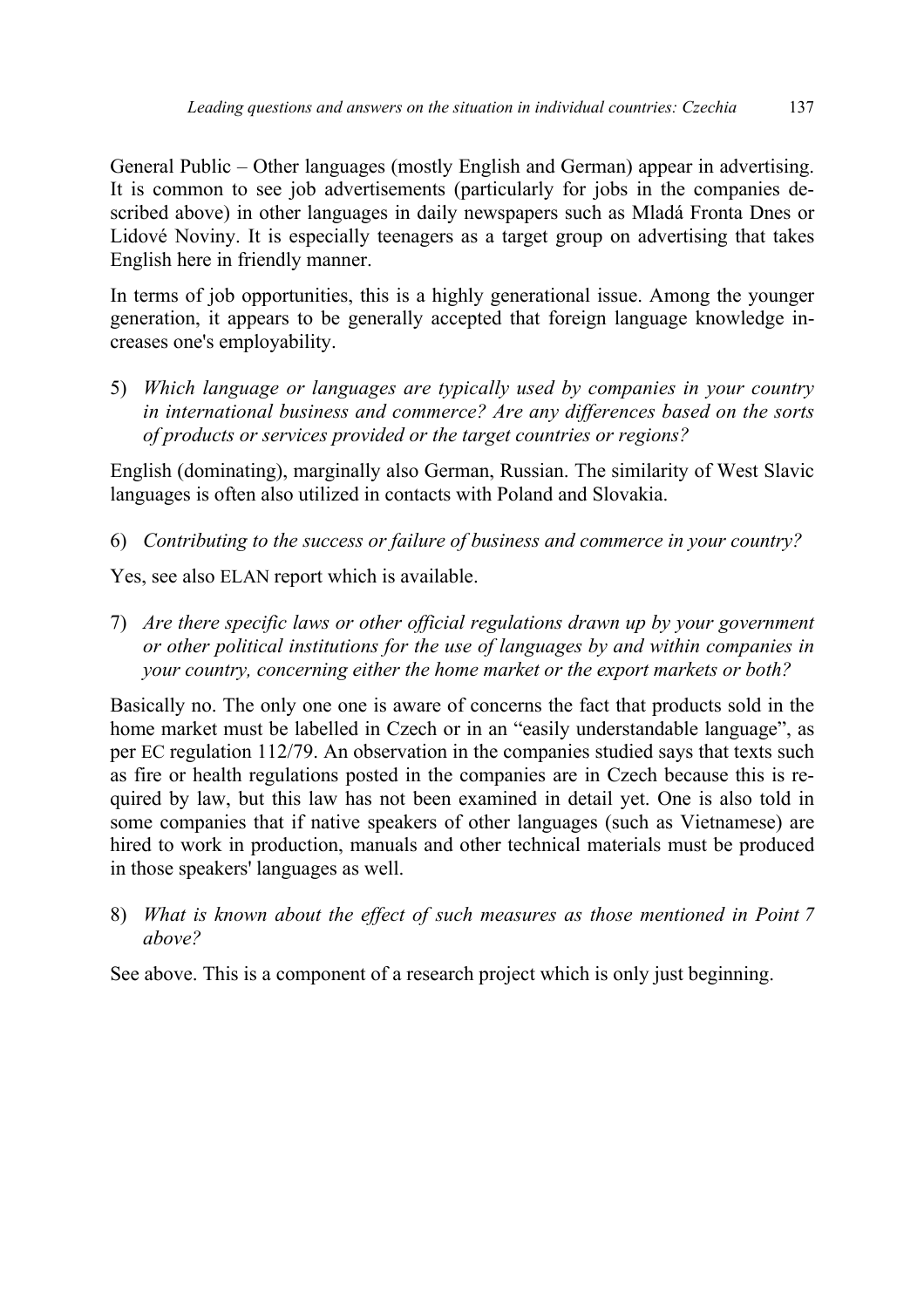General Public – Other languages (mostly English and German) appear in advertising. It is common to see job advertisements (particularly for jobs in the companies described above) in other languages in daily newspapers such as Mladá Fronta Dnes or Lidové Noviny. It is especially teenagers as a target group on advertising that takes English here in friendly manner.

In terms of job opportunities, this is a highly generational issue. Among the younger generation, it appears to be generally accepted that foreign language knowledge increases one's employability.

5) *Which language or languages are typically used by companies in your country in international business and commerce? Are any differences based on the sorts of products or services provided or the target countries or regions?*

English (dominating), marginally also German, Russian. The similarity of West Slavic languages is often also utilized in contacts with Poland and Slovakia.

6) *Contributing to the success or failure of business and commerce in your country?*

Yes, see also ELAN report which is available.

7) *Are there specific laws or other official regulations drawn up by your government or other political institutions for the use of languages by and within companies in your country, concerning either the home market or the export markets or both?*

Basically no. The only one one is aware of concerns the fact that products sold in the home market must be labelled in Czech or in an "easily understandable language", as per EC regulation 112/79. An observation in the companies studied says that texts such as fire or health regulations posted in the companies are in Czech because this is required by law, but this law has not been examined in detail yet. One is also told in some companies that if native speakers of other languages (such as Vietnamese) are hired to work in production, manuals and other technical materials must be produced in those speakers' languages as well.

8) *What is known about the effect of such measures as those mentioned in Point 7 above?*

See above. This is a component of a research project which is only just beginning.